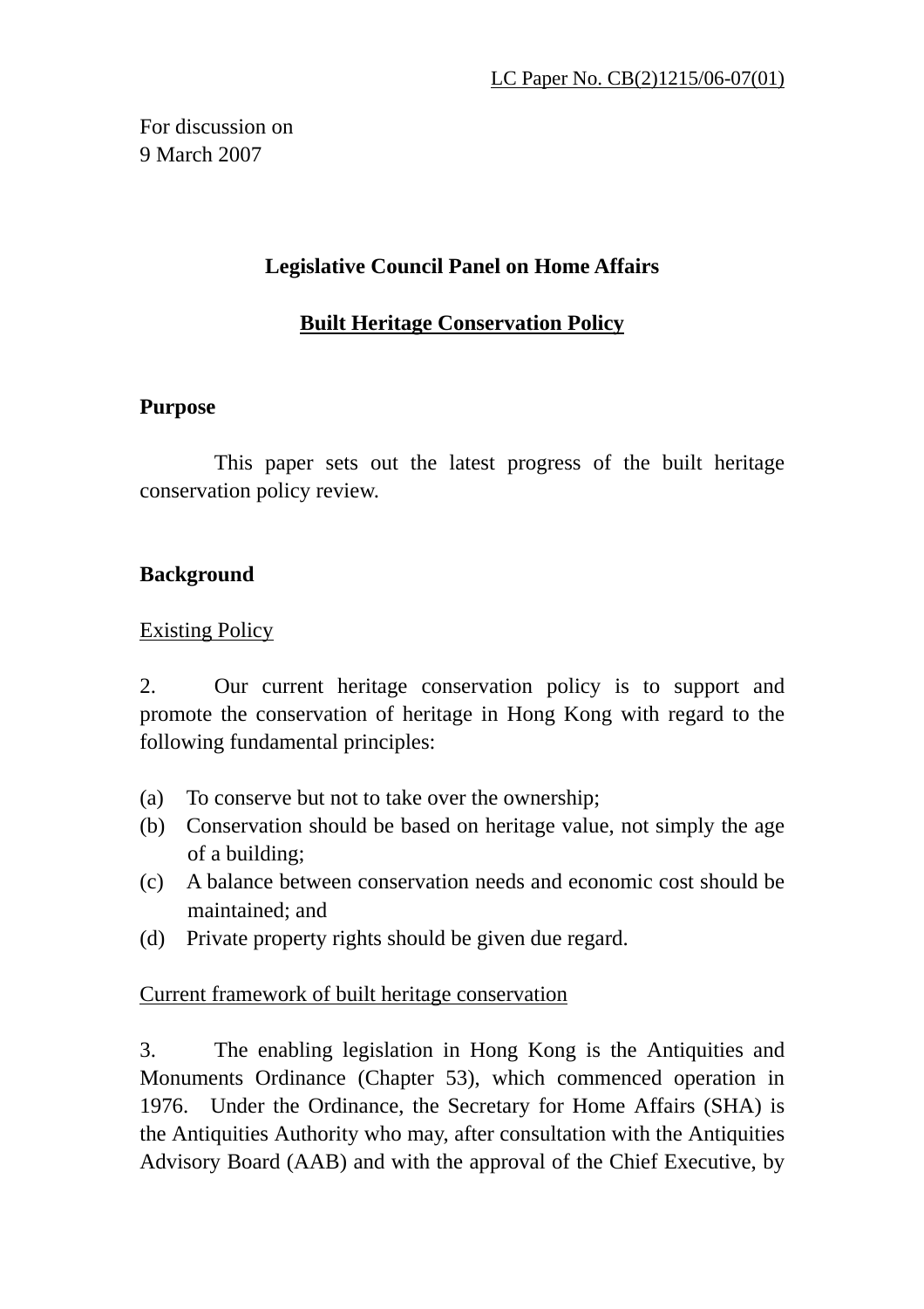LC Paper No. CB(2)1215/06-07(01)

For discussion on
9 March 2007

**Legislative Council Panel on Home Affairs**

**Built Heritage Conservation Policy**

**Purpose**

This paper sets out the latest progress of the built heritage conservation policy review.

**Background**

Existing Policy

2. Our current heritage conservation policy is to support and promote the conservation of heritage in Hong Kong with regard to the following fundamental principles:

(a) To conserve but not to take over the ownership;
(b) Conservation should be based on heritage value, not simply the age of a building;
(c) A balance between conservation needs and economic cost should be maintained; and
(d) Private property rights should be given due regard.

Current framework of built heritage conservation

3. The enabling legislation in Hong Kong is the Antiquities and Monuments Ordinance (Chapter 53), which commenced operation in 1976. Under the Ordinance, the Secretary for Home Affairs (SHA) is the Antiquities Authority who may, after consultation with the Antiquities Advisory Board (AAB) and with the approval of the Chief Executive, by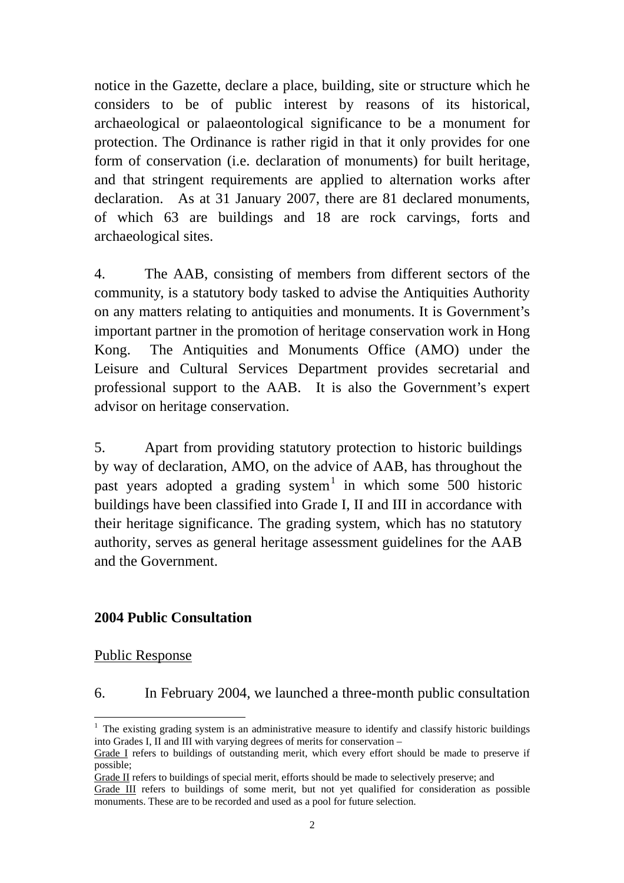notice in the Gazette, declare a place, building, site or structure which he considers to be of public interest by reasons of its historical, archaeological or palaeontological significance to be a monument for protection. The Ordinance is rather rigid in that it only provides for one form of conservation (i.e. declaration of monuments) for built heritage, and that stringent requirements are applied to alternation works after declaration. As at 31 January 2007, there are 81 declared monuments, of which 63 are buildings and 18 are rock carvings, forts and archaeological sites.

4. The AAB, consisting of members from different sectors of the community, is a statutory body tasked to advise the Antiquities Authority on any matters relating to antiquities and monuments. It is Government's important partner in the promotion of heritage conservation work in Hong Kong. The Antiquities and Monuments Office (AMO) under the Leisure and Cultural Services Department provides secretarial and professional support to the AAB. It is also the Government's expert advisor on heritage conservation.

5. Apart from providing statutory protection to historic buildings by way of declaration, AMO, on the advice of AAB, has throughout the past years adopted a grading system[1] in which some 500 historic buildings have been classified into Grade I, II and III in accordance with their heritage significance. The grading system, which has no statutory authority, serves as general heritage assessment guidelines for the AAB and the Government.

## 2004 Public Consultation

Public Response

6. In February 2004, we launched a three-month public consultation

---

[1] The existing grading system is an administrative measure to identify and classify historic buildings into Grades I, II and III with varying degrees of merits for conservation –

Grade I refers to buildings of outstanding merit, which every effort should be made to preserve if possible;

Grade II refers to buildings of special merit, efforts should be made to selectively preserve; and

Grade III refers to buildings of some merit, but not yet qualified for consideration as possible monuments. These are to be recorded and used as a pool for future selection.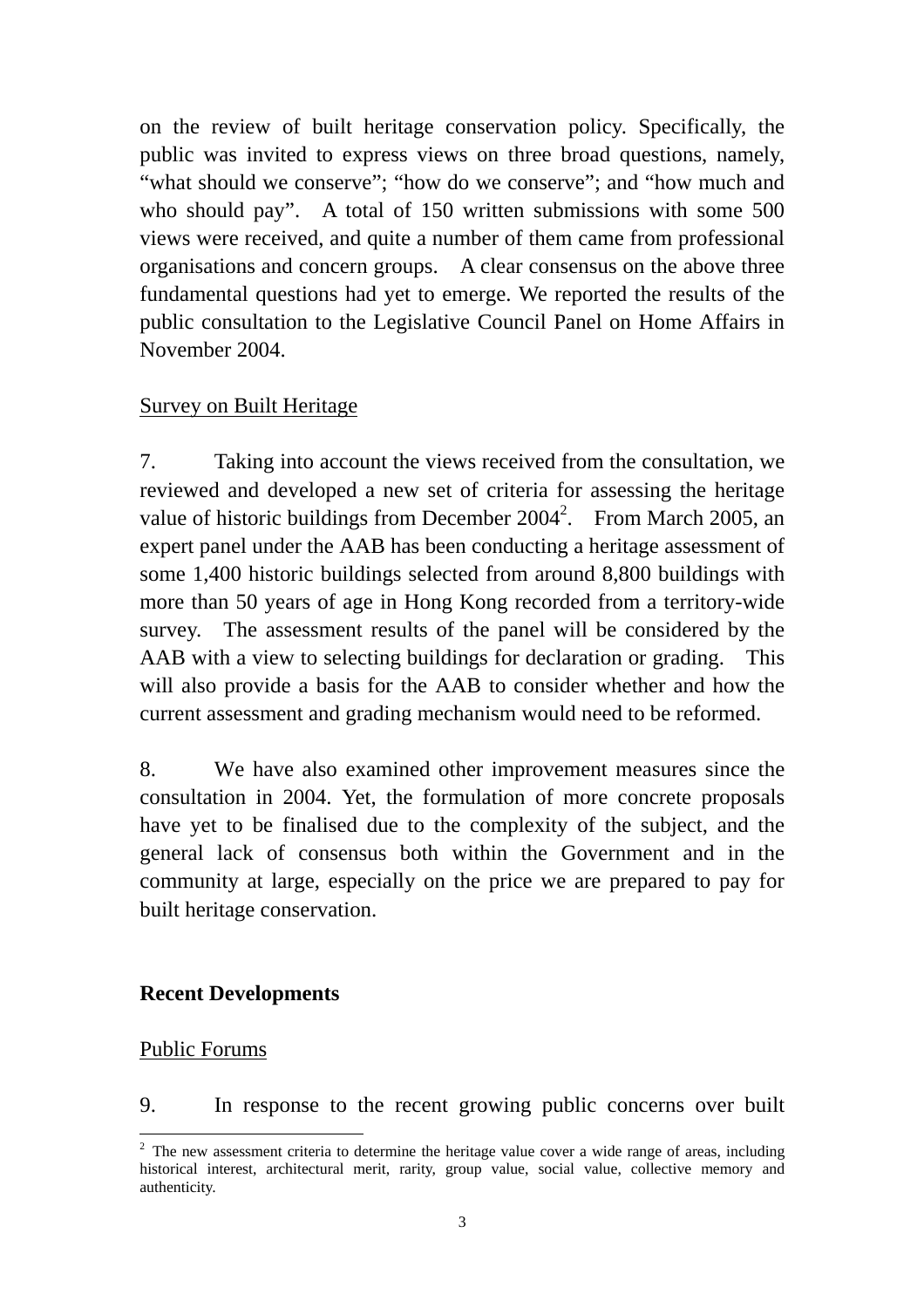on the review of built heritage conservation policy. Specifically, the public was invited to express views on three broad questions, namely, "what should we conserve"; "how do we conserve"; and "how much and who should pay". A total of 150 written submissions with some 500 views were received, and quite a number of them came from professional organisations and concern groups. A clear consensus on the above three fundamental questions had yet to emerge. We reported the results of the public consultation to the Legislative Council Panel on Home Affairs in November 2004.

<u>Survey on Built Heritage</u>

7. Taking into account the views received from the consultation, we reviewed and developed a new set of criteria for assessing the heritage value of historic buildings from December 2004[2]. From March 2005, an expert panel under the AAB has been conducting a heritage assessment of some 1,400 historic buildings selected from around 8,800 buildings with more than 50 years of age in Hong Kong recorded from a territory-wide survey. The assessment results of the panel will be considered by the AAB with a view to selecting buildings for declaration or grading. This will also provide a basis for the AAB to consider whether and how the current assessment and grading mechanism would need to be reformed.

8. We have also examined other improvement measures since the consultation in 2004. Yet, the formulation of more concrete proposals have yet to be finalised due to the complexity of the subject, and the general lack of consensus both within the Government and in the community at large, especially on the price we are prepared to pay for built heritage conservation.

**Recent Developments**

<u>Public Forums</u>

9. In response to the recent growing public concerns over built

[2] The new assessment criteria to determine the heritage value cover a wide range of areas, including historical interest, architectural merit, rarity, group value, social value, collective memory and authenticity.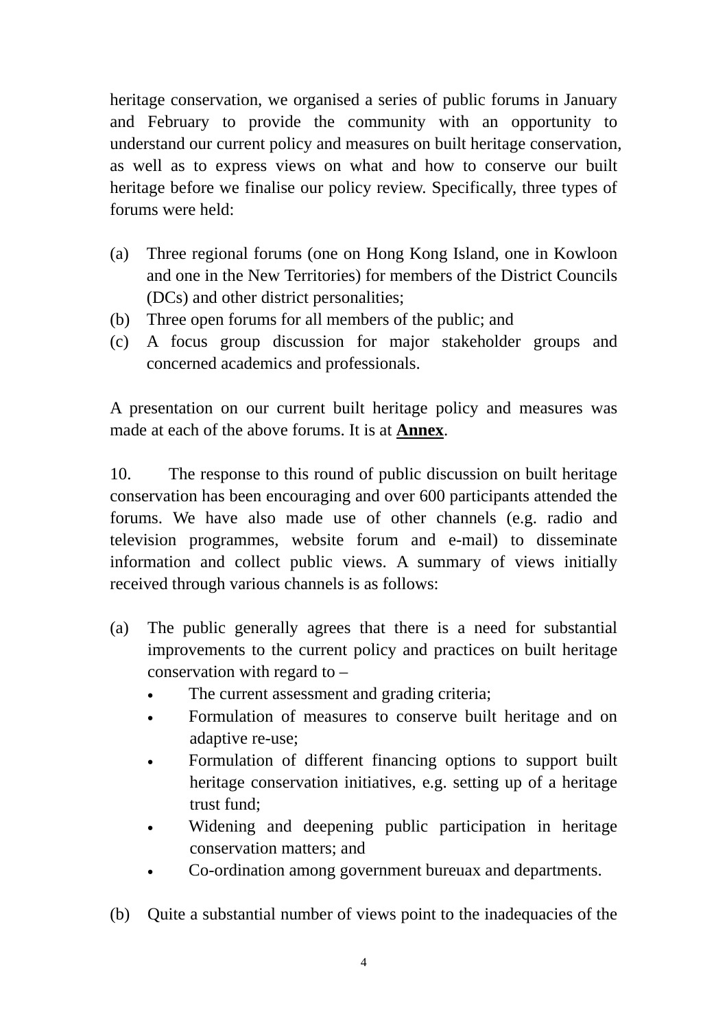heritage conservation, we organised a series of public forums in January and February to provide the community with an opportunity to understand our current policy and measures on built heritage conservation, as well as to express views on what and how to conserve our built heritage before we finalise our policy review. Specifically, three types of forums were held:

(a) Three regional forums (one on Hong Kong Island, one in Kowloon and one in the New Territories) for members of the District Councils (DCs) and other district personalities;
(b) Three open forums for all members of the public; and
(c) A focus group discussion for major stakeholder groups and concerned academics and professionals.

A presentation on our current built heritage policy and measures was made at each of the above forums. It is at **Annex**.

10. The response to this round of public discussion on built heritage conservation has been encouraging and over 600 participants attended the forums. We have also made use of other channels (e.g. radio and television programmes, website forum and e-mail) to disseminate information and collect public views. A summary of views initially received through various channels is as follows:

(a) The public generally agrees that there is a need for substantial improvements to the current policy and practices on built heritage conservation with regard to –
   - The current assessment and grading criteria;
   - Formulation of measures to conserve built heritage and on adaptive re-use;
   - Formulation of different financing options to support built heritage conservation initiatives, e.g. setting up of a heritage trust fund;
   - Widening and deepening public participation in heritage conservation matters; and
   - Co-ordination among government bureuax and departments.

(b) Quite a substantial number of views point to the inadequacies of the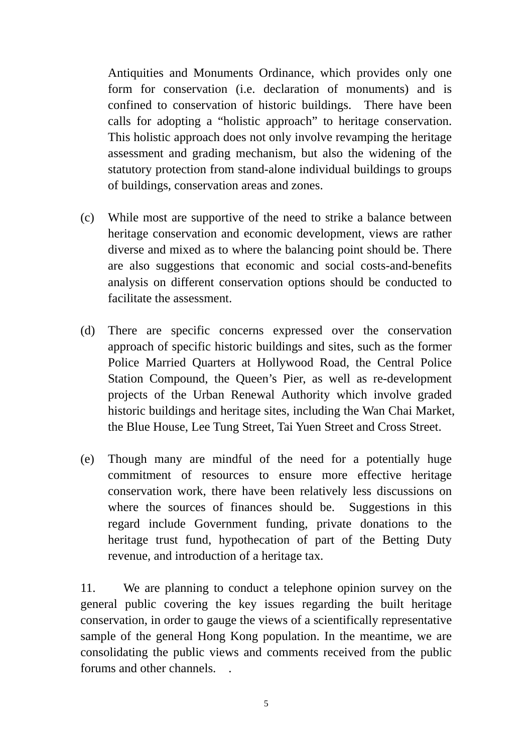Antiquities and Monuments Ordinance, which provides only one form for conservation (i.e. declaration of monuments) and is confined to conservation of historic buildings. There have been calls for adopting a "holistic approach" to heritage conservation. This holistic approach does not only involve revamping the heritage assessment and grading mechanism, but also the widening of the statutory protection from stand-alone individual buildings to groups of buildings, conservation areas and zones.

(c) While most are supportive of the need to strike a balance between heritage conservation and economic development, views are rather diverse and mixed as to where the balancing point should be. There are also suggestions that economic and social costs-and-benefits analysis on different conservation options should be conducted to facilitate the assessment.

(d) There are specific concerns expressed over the conservation approach of specific historic buildings and sites, such as the former Police Married Quarters at Hollywood Road, the Central Police Station Compound, the Queen's Pier, as well as re-development projects of the Urban Renewal Authority which involve graded historic buildings and heritage sites, including the Wan Chai Market, the Blue House, Lee Tung Street, Tai Yuen Street and Cross Street.

(e) Though many are mindful of the need for a potentially huge commitment of resources to ensure more effective heritage conservation work, there have been relatively less discussions on where the sources of finances should be. Suggestions in this regard include Government funding, private donations to the heritage trust fund, hypothecation of part of the Betting Duty revenue, and introduction of a heritage tax.

11. We are planning to conduct a telephone opinion survey on the general public covering the key issues regarding the built heritage conservation, in order to gauge the views of a scientifically representative sample of the general Hong Kong population. In the meantime, we are consolidating the public views and comments received from the public forums and other channels. .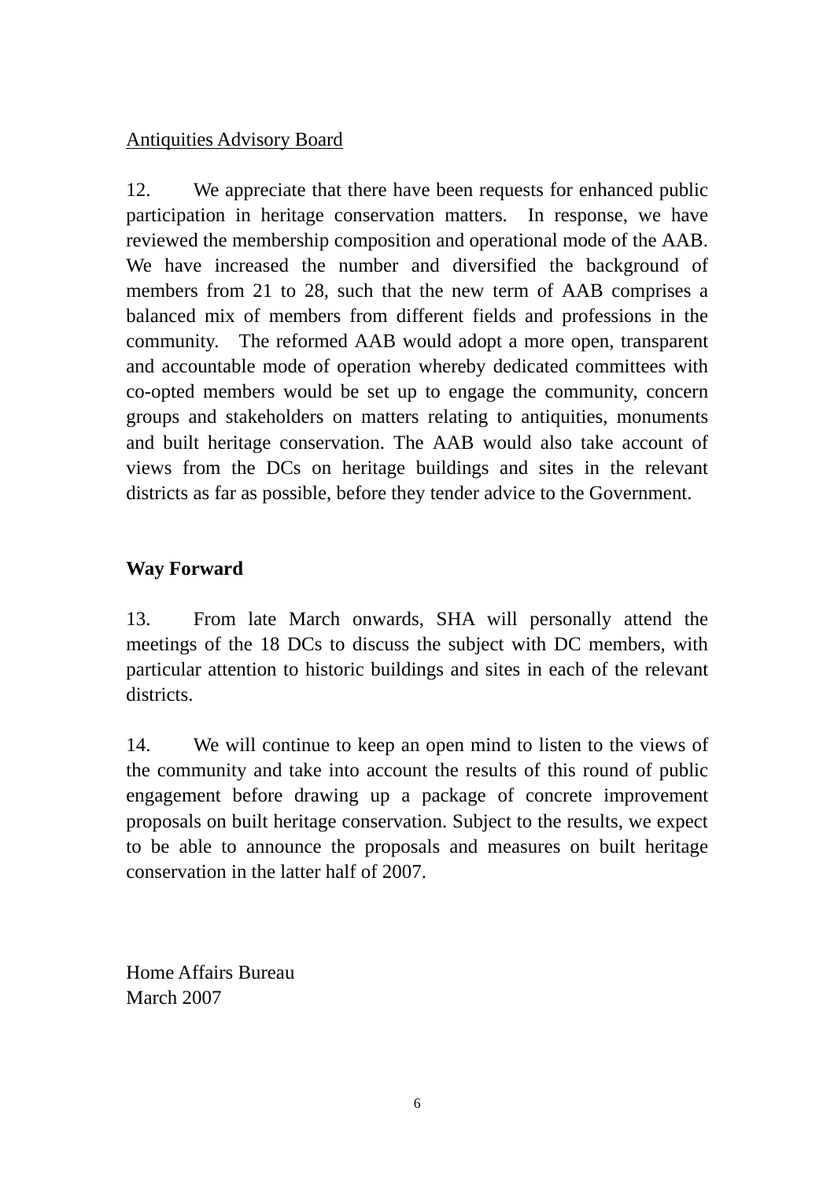Antiquities Advisory Board

12. We appreciate that there have been requests for enhanced public participation in heritage conservation matters. In response, we have reviewed the membership composition and operational mode of the AAB. We have increased the number and diversified the background of members from 21 to 28, such that the new term of AAB comprises a balanced mix of members from different fields and professions in the community. The reformed AAB would adopt a more open, transparent and accountable mode of operation whereby dedicated committees with co-opted members would be set up to engage the community, concern groups and stakeholders on matters relating to antiquities, monuments and built heritage conservation. The AAB would also take account of views from the DCs on heritage buildings and sites in the relevant districts as far as possible, before they tender advice to the Government.

**Way Forward**

13. From late March onwards, SHA will personally attend the meetings of the 18 DCs to discuss the subject with DC members, with particular attention to historic buildings and sites in each of the relevant districts.

14. We will continue to keep an open mind to listen to the views of the community and take into account the results of this round of public engagement before drawing up a package of concrete improvement proposals on built heritage conservation. Subject to the results, we expect to be able to announce the proposals and measures on built heritage conservation in the latter half of 2007.

Home Affairs Bureau
March 2007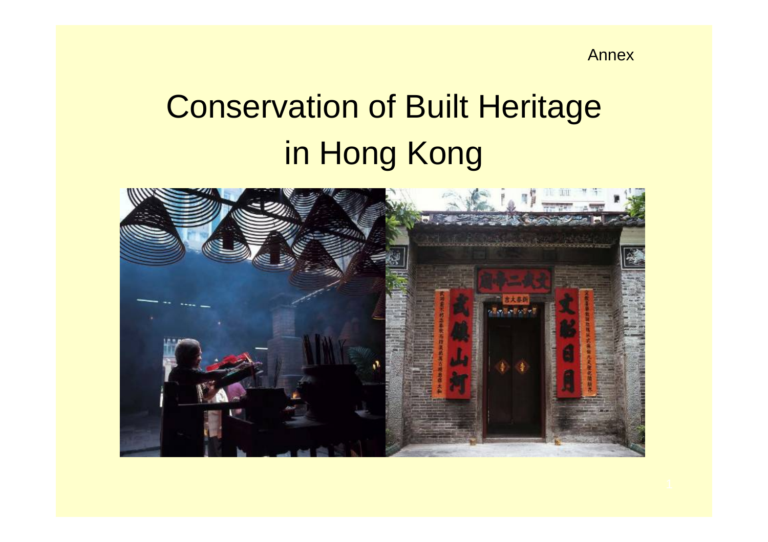Annex

# Conservation of Built Heritage in Hong Kong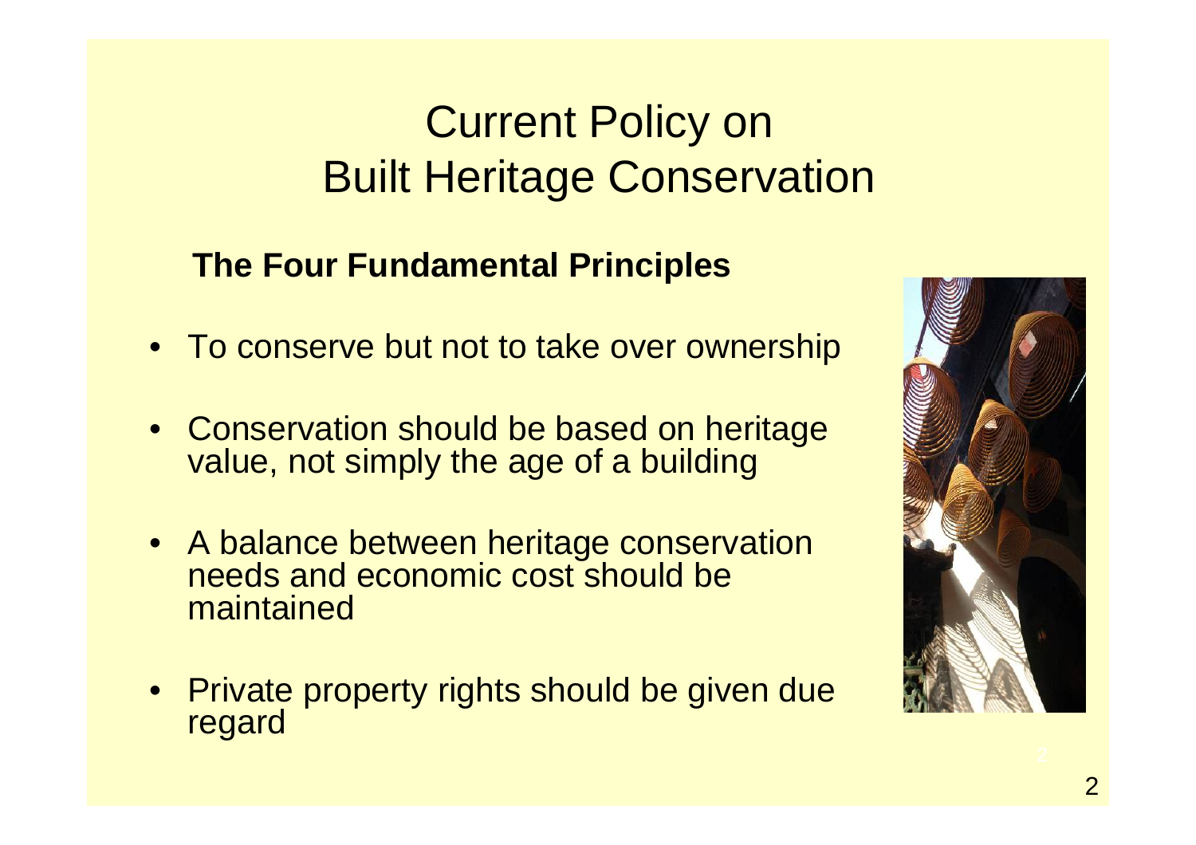# Current Policy on Built Heritage Conservation

**The Four Fundamental Principles**

- To conserve but not to take over ownership
- Conservation should be based on heritage value, not simply the age of a building
- A balance between heritage conservation needs and economic cost should be maintained
- Private property rights should be given due regard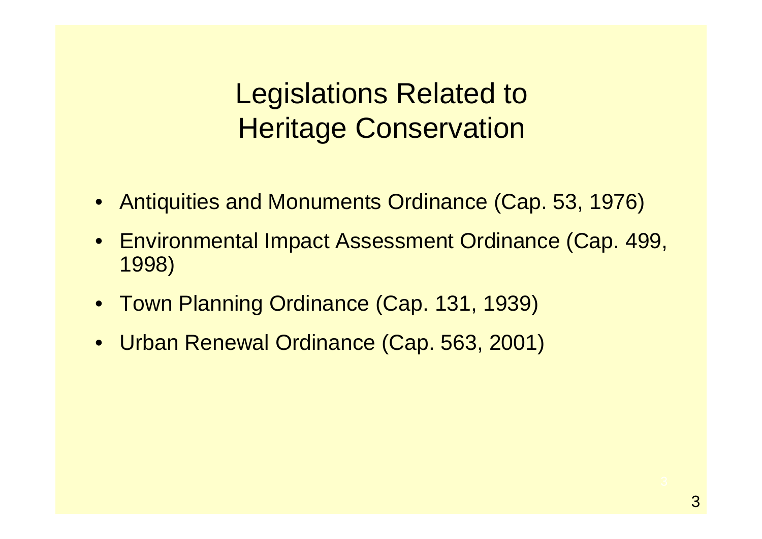# Legislations Related to Heritage Conservation

- Antiquities and Monuments Ordinance (Cap. 53, 1976)
- Environmental Impact Assessment Ordinance (Cap. 499, 1998)
- Town Planning Ordinance (Cap. 131, 1939)
- Urban Renewal Ordinance (Cap. 563, 2001)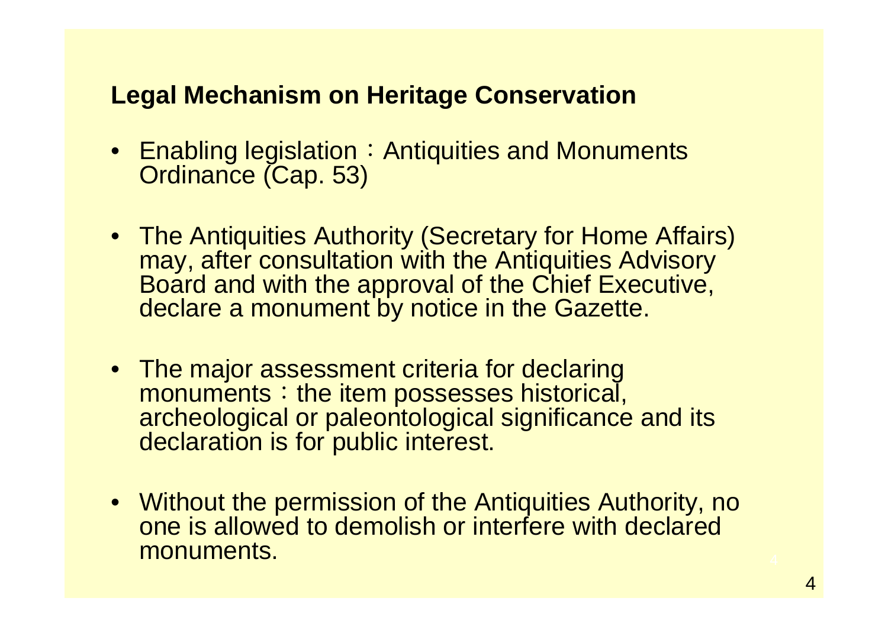## Legal Mechanism on Heritage Conservation

- Enabling legislation：Antiquities and Monuments Ordinance (Cap. 53)
- The Antiquities Authority (Secretary for Home Affairs) may, after consultation with the Antiquities Advisory Board and with the approval of the Chief Executive, declare a monument by notice in the Gazette.
- The major assessment criteria for declaring monuments：the item possesses historical, archeological or paleontological significance and its declaration is for public interest.
- Without the permission of the Antiquities Authority, no one is allowed to demolish or interfere with declared monuments.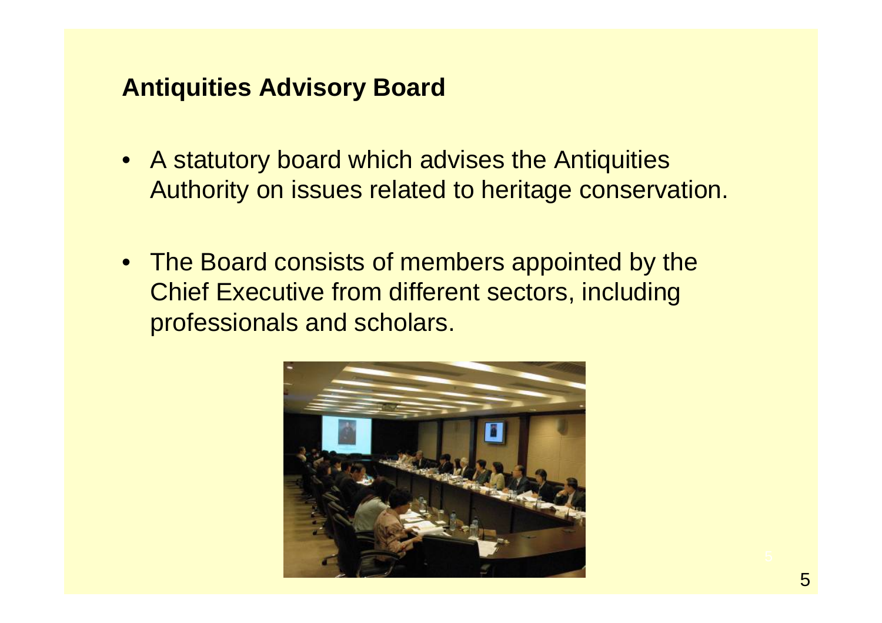## Antiquities Advisory Board

- A statutory board which advises the Antiquities Authority on issues related to heritage conservation.

- The Board consists of members appointed by the Chief Executive from different sectors, including professionals and scholars.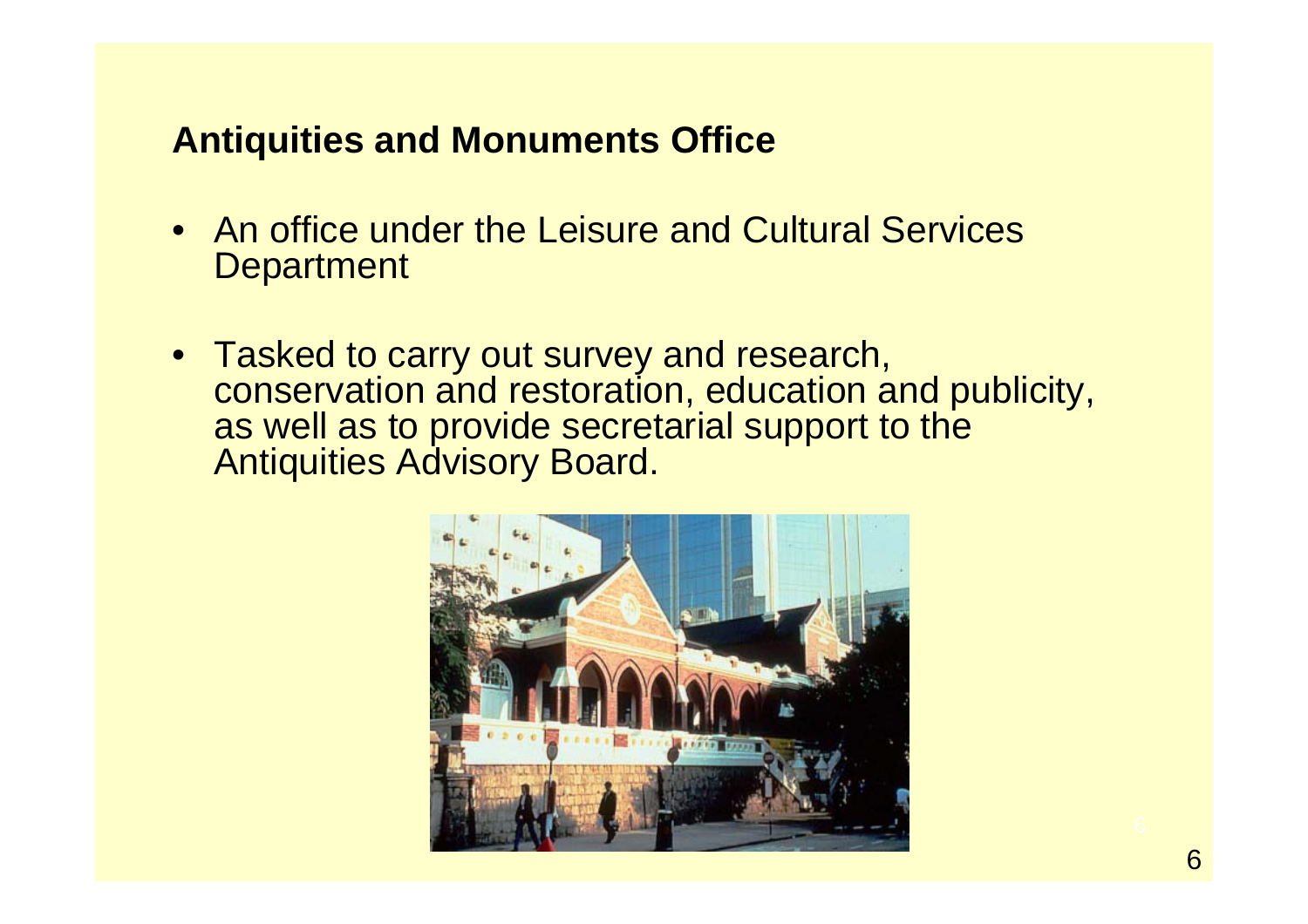## Antiquities and Monuments Office

- An office under the Leisure and Cultural Services Department
- Tasked to carry out survey and research, conservation and restoration, education and publicity, as well as to provide secretarial support to the Antiquities Advisory Board.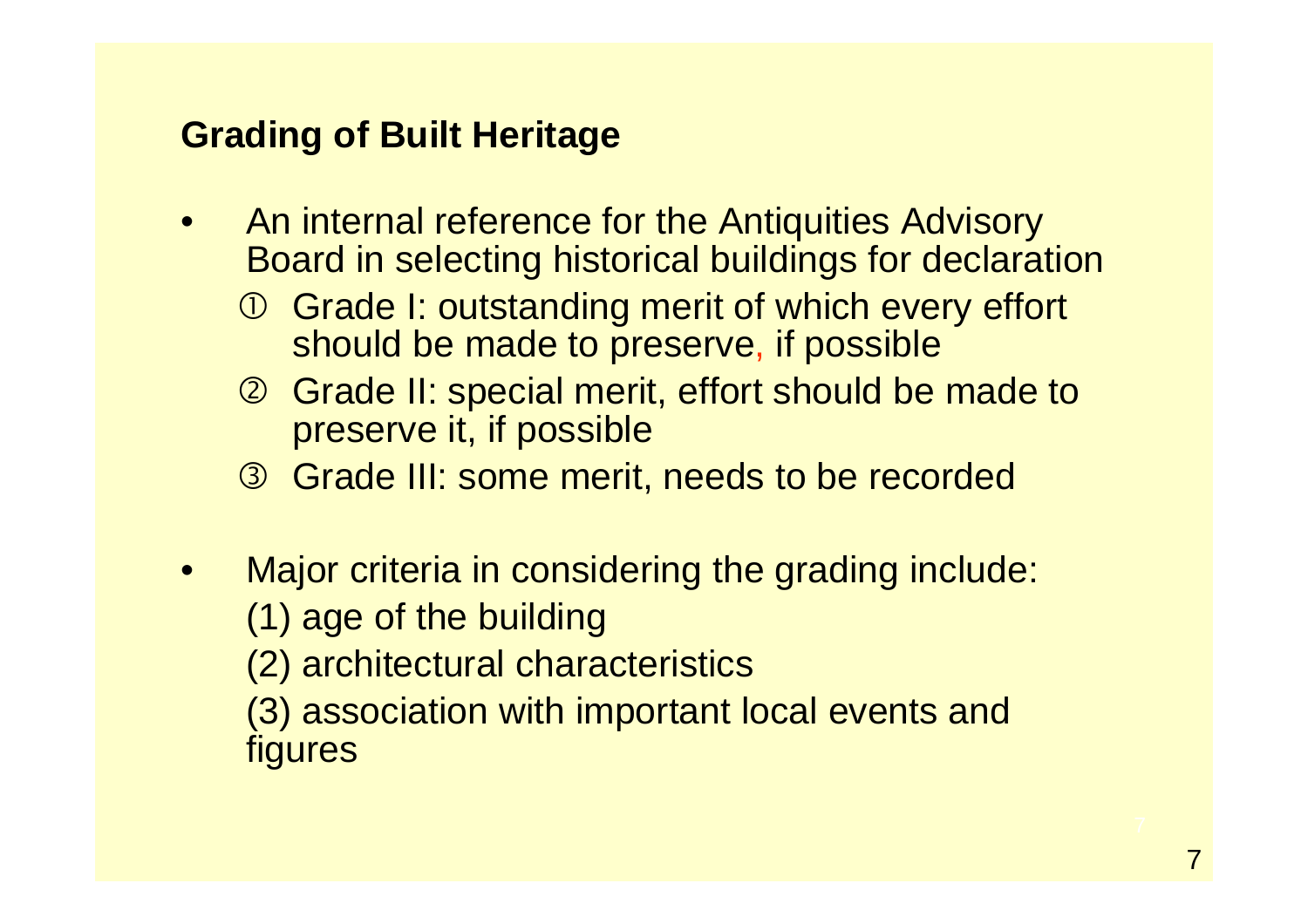## Grading of Built Heritage

- An internal reference for the Antiquities Advisory Board in selecting historical buildings for declaration
  - ① Grade I: outstanding merit of which every effort should be made to preserve, if possible
  - ② Grade II: special merit, effort should be made to preserve it, if possible
  - ③ Grade III: some merit, needs to be recorded
- Major criteria in considering the grading include:
  (1) age of the building
  (2) architectural characteristics
  (3) association with important local events and figures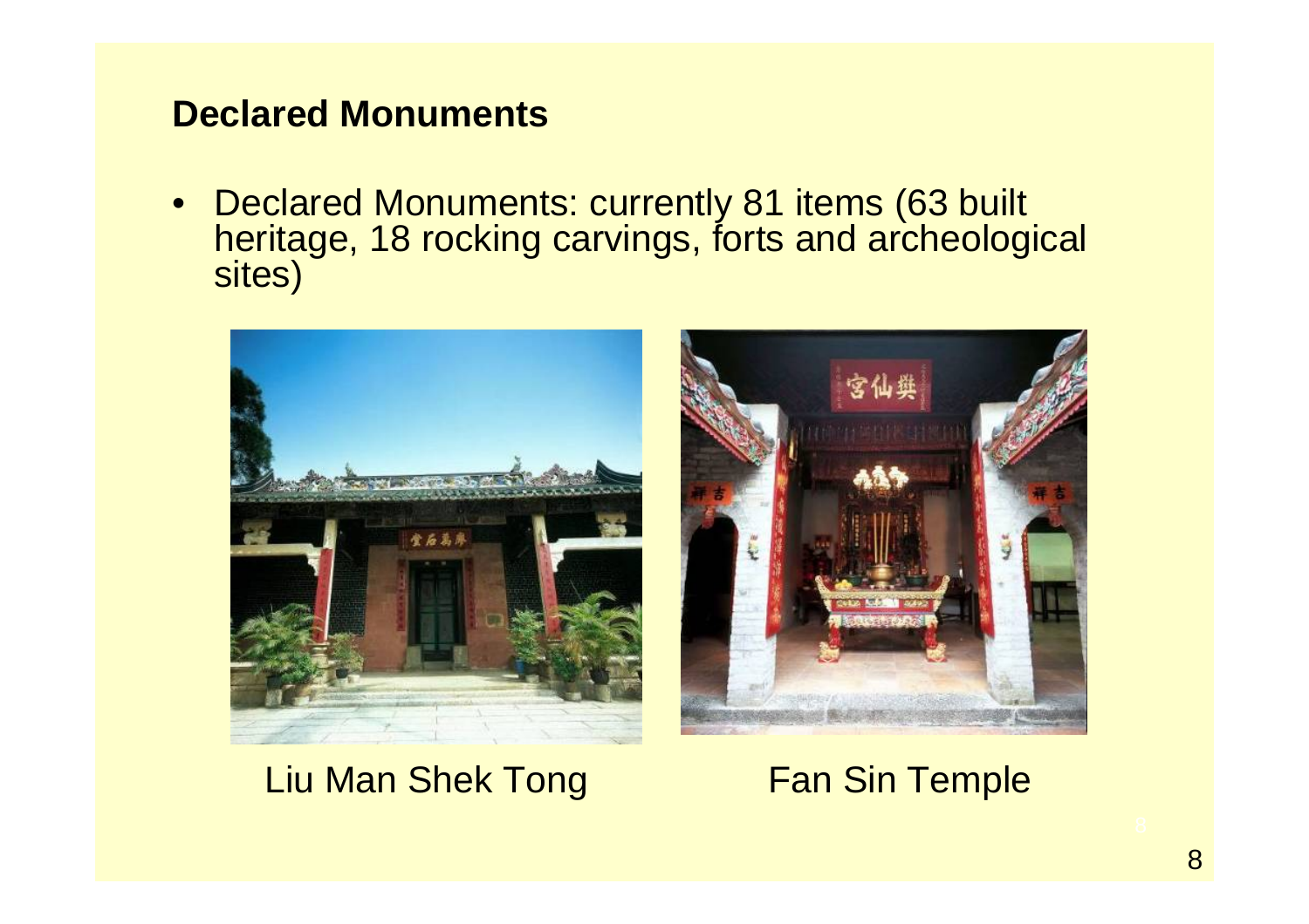## Declared Monuments

- Declared Monuments: currently 81 items (63 built heritage, 18 rocking carvings, forts and archeological sites)

Liu Man Shek Tong

Fan Sin Temple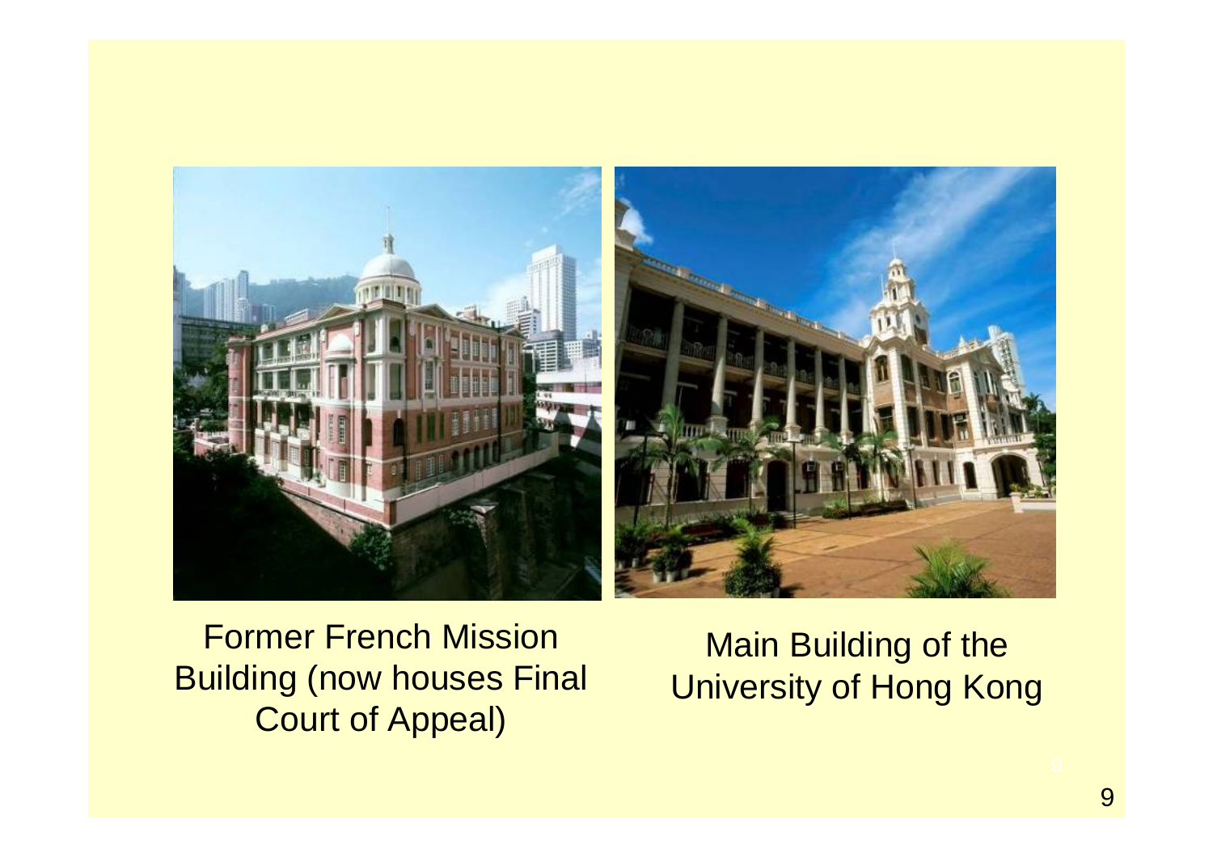Former French Mission Building (now houses Final Court of Appeal)

Main Building of the University of Hong Kong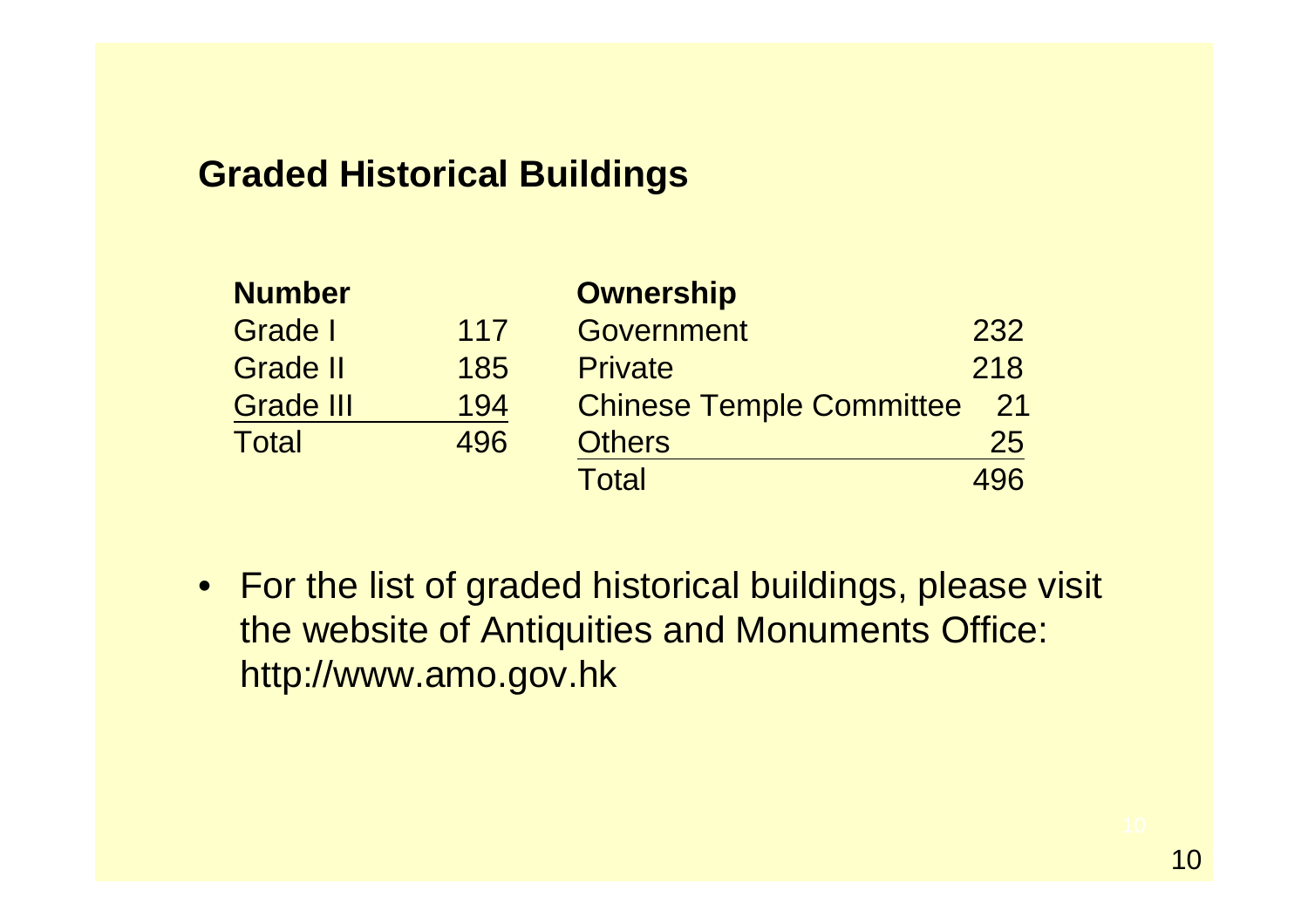## Graded Historical Buildings

| Number | |
|---|---|
| Grade I | 117 |
| Grade II | 185 |
| Grade III | 194 |
| Total | 496 |

| Ownership | |
|---|---|
| Government | 232 |
| Private | 218 |
| Chinese Temple Committee | 21 |
| Others | 25 |
| Total | 496 |

- For the list of graded historical buildings, please visit the website of Antiquities and Monuments Office: http://www.amo.gov.hk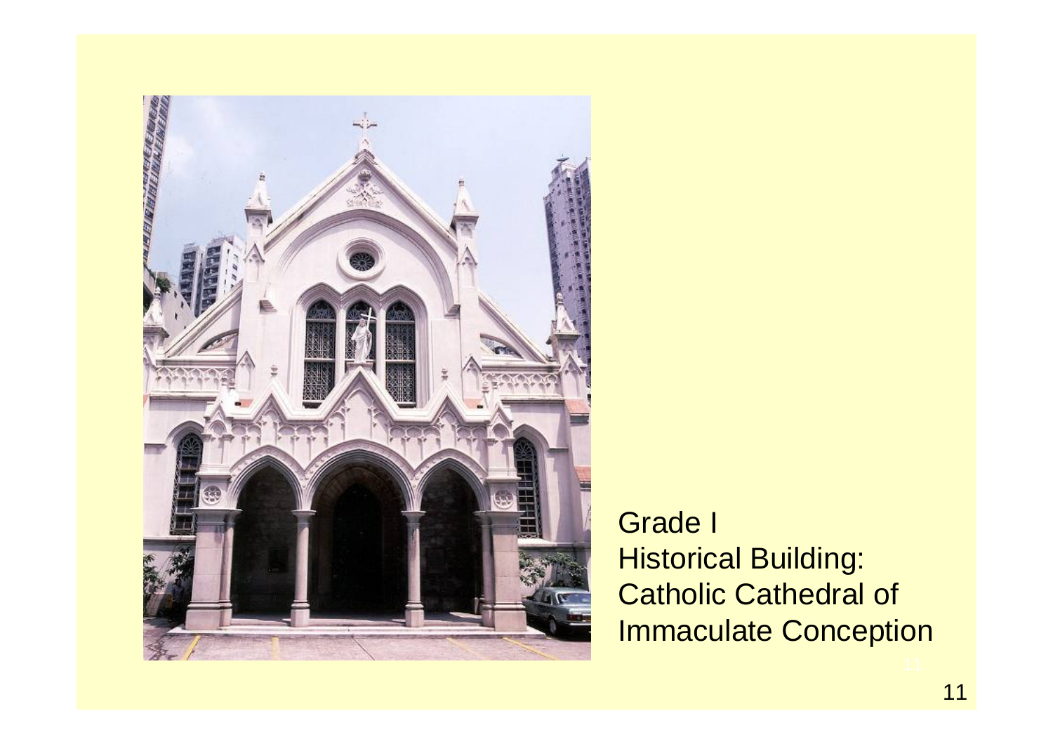Grade I
Historical Building:
Catholic Cathedral of
Immaculate Conception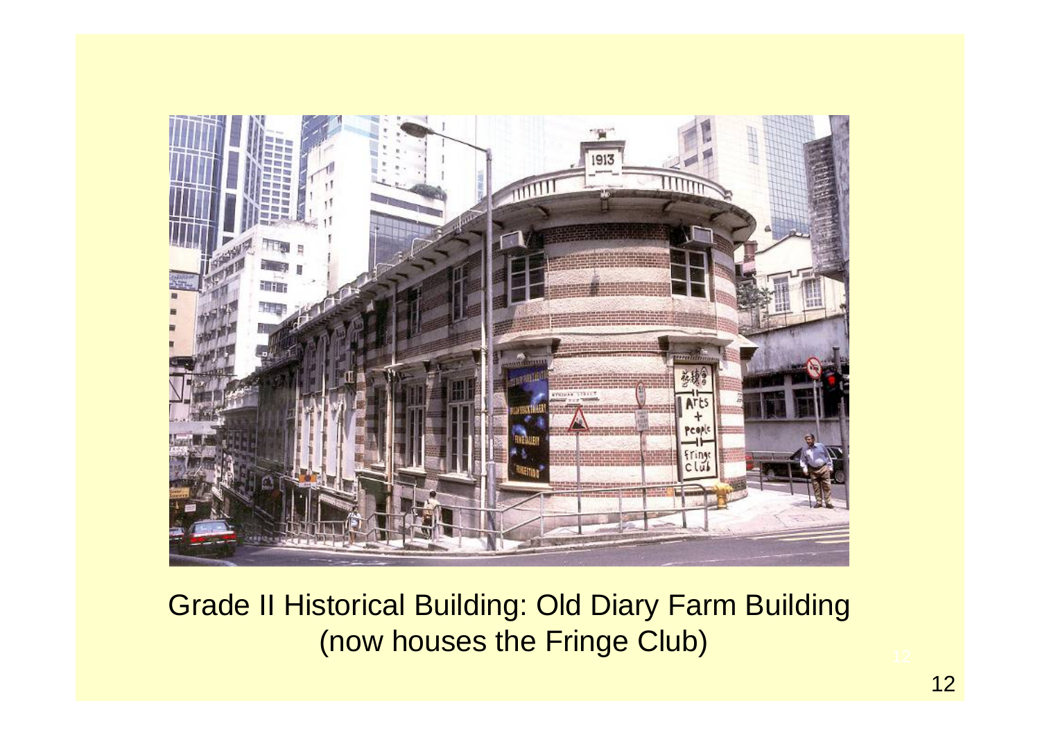Grade II Historical Building: Old Diary Farm Building (now houses the Fringe Club)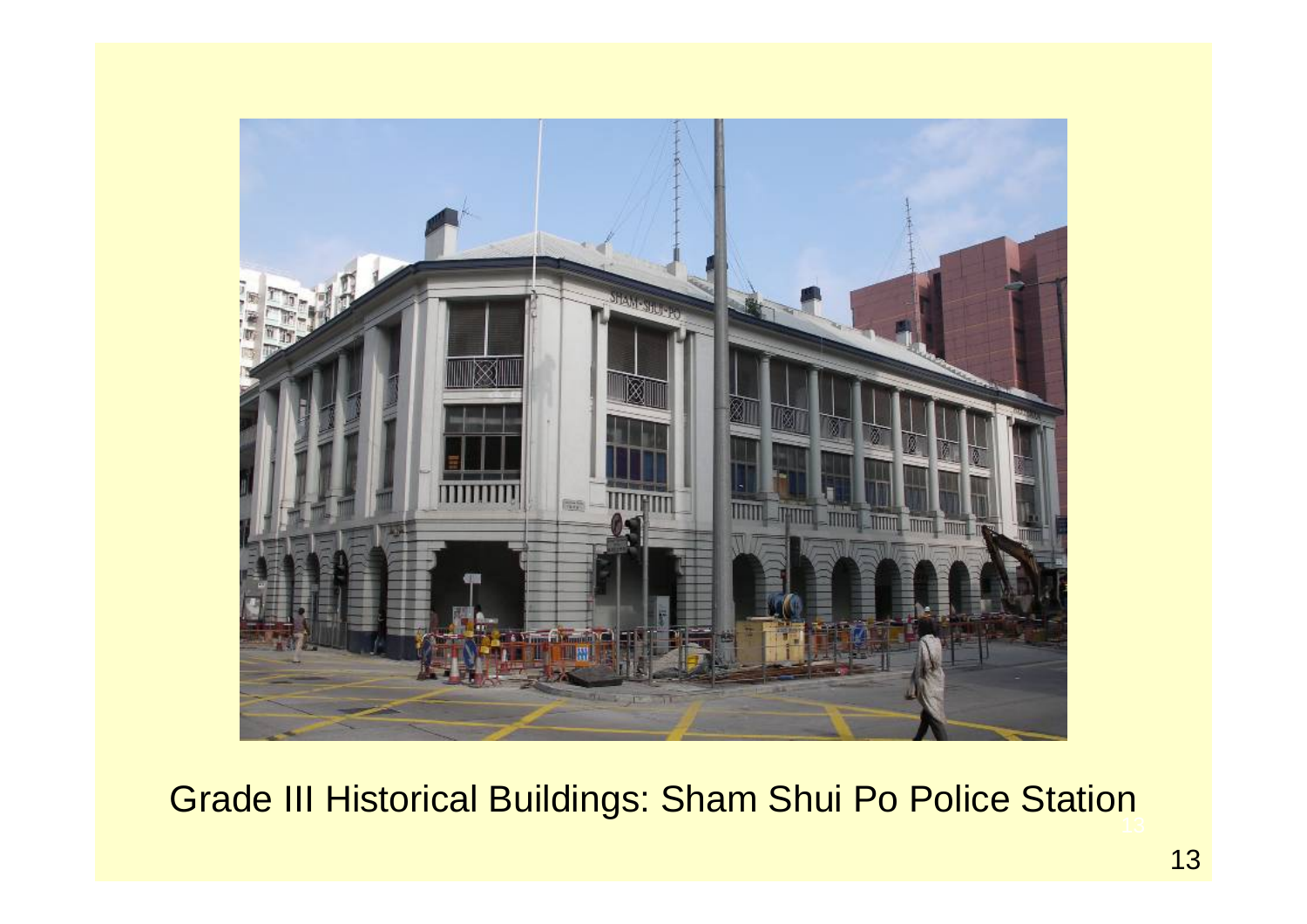Grade III Historical Buildings: Sham Shui Po Police Station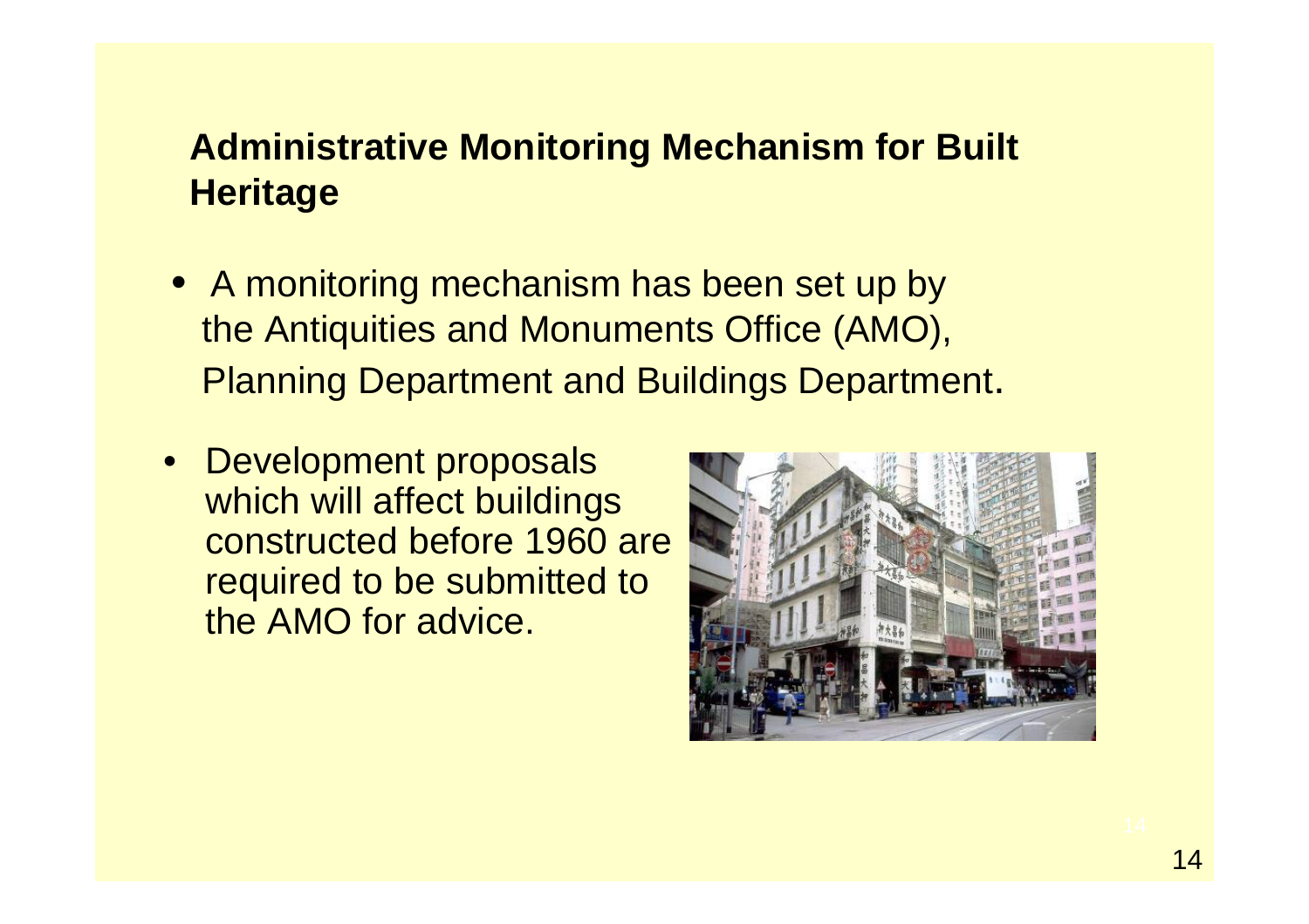## Administrative Monitoring Mechanism for Built Heritage

- A monitoring mechanism has been set up by the Antiquities and Monuments Office (AMO), Planning Department and Buildings Department.
- Development proposals which will affect buildings constructed before 1960 are required to be submitted to the AMO for advice.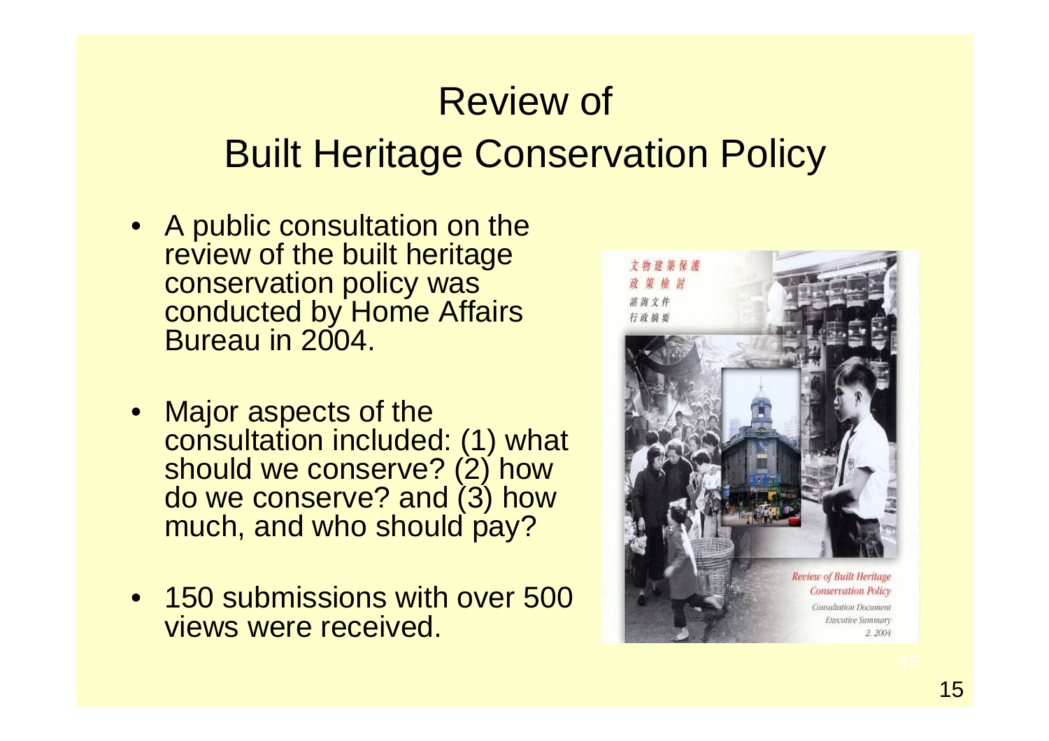# Review of Built Heritage Conservation Policy

- A public consultation on the review of the built heritage conservation policy was conducted by Home Affairs Bureau in 2004.
- Major aspects of the consultation included: (1) what should we conserve? (2) how do we conserve? and (3) how much, and who should pay?
- 150 submissions with over 500 views were received.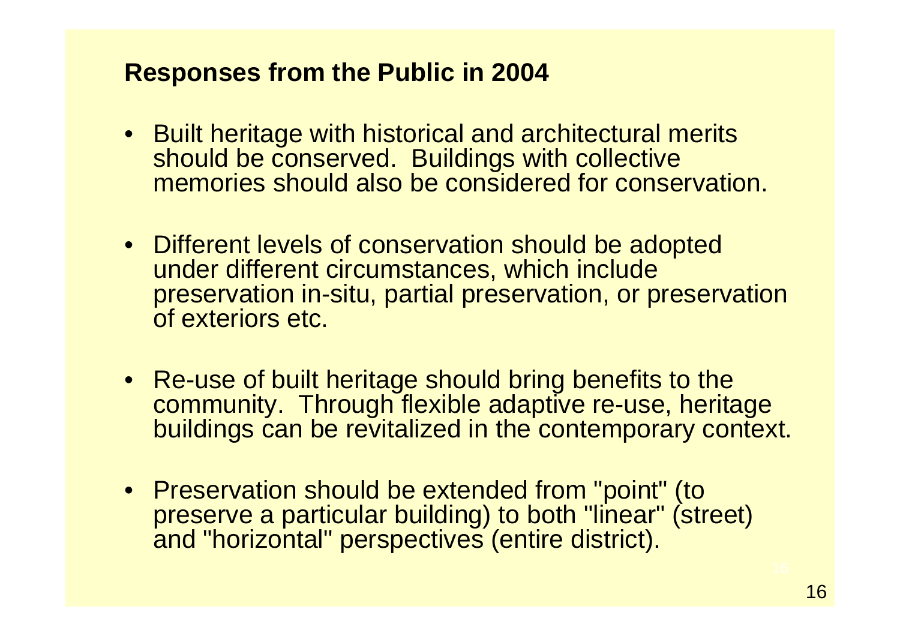## Responses from the Public in 2004

- Built heritage with historical and architectural merits should be conserved. Buildings with collective memories should also be considered for conservation.
- Different levels of conservation should be adopted under different circumstances, which include preservation in-situ, partial preservation, or preservation of exteriors etc.
- Re-use of built heritage should bring benefits to the community. Through flexible adaptive re-use, heritage buildings can be revitalized in the contemporary context.
- Preservation should be extended from "point" (to preserve a particular building) to both "linear" (street) and "horizontal" perspectives (entire district).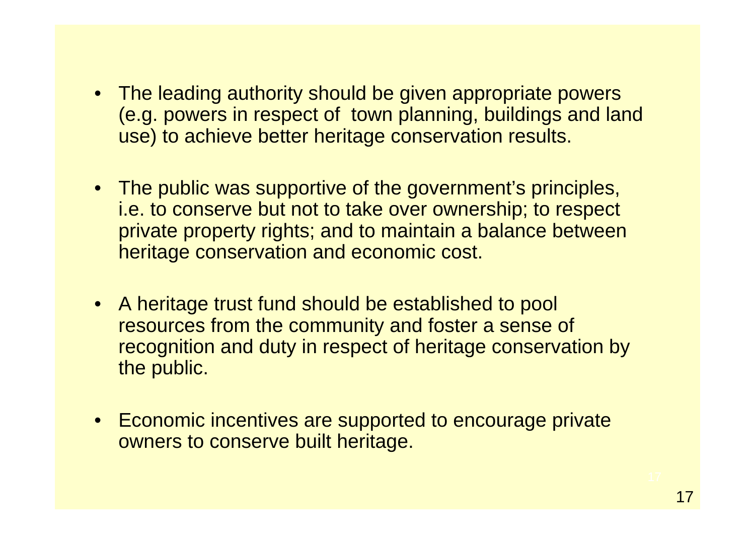- The leading authority should be given appropriate powers (e.g. powers in respect of town planning, buildings and land use) to achieve better heritage conservation results.

- The public was supportive of the government's principles, i.e. to conserve but not to take over ownership; to respect private property rights; and to maintain a balance between heritage conservation and economic cost.

- A heritage trust fund should be established to pool resources from the community and foster a sense of recognition and duty in respect of heritage conservation by the public.

- Economic incentives are supported to encourage private owners to conserve built heritage.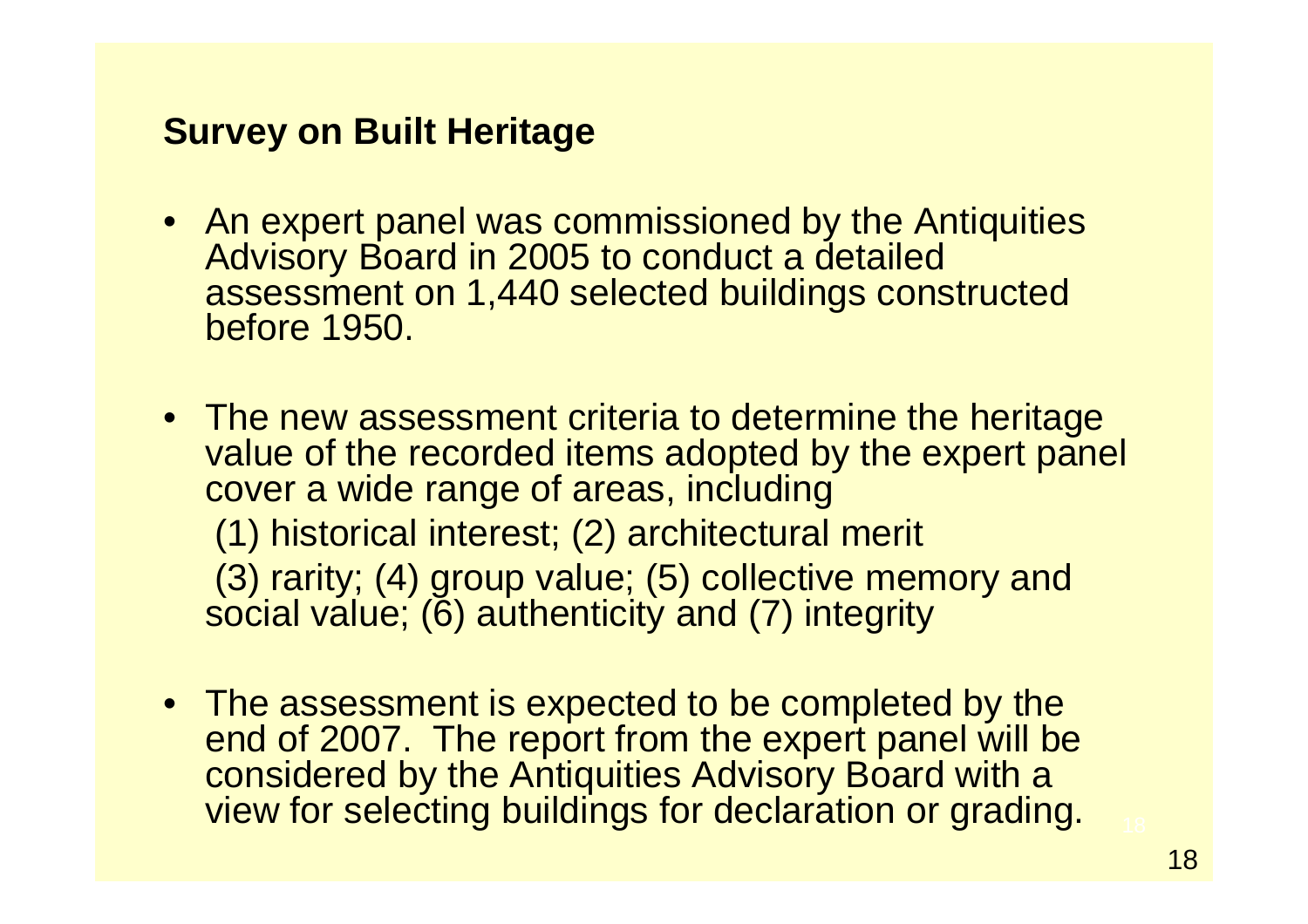## Survey on Built Heritage

- An expert panel was commissioned by the Antiquities Advisory Board in 2005 to conduct a detailed assessment on 1,440 selected buildings constructed before 1950.

- The new assessment criteria to determine the heritage value of the recorded items adopted by the expert panel cover a wide range of areas, including

  (1) historical interest; (2) architectural merit

  (3) rarity; (4) group value; (5) collective memory and social value; (6) authenticity and (7) integrity

- The assessment is expected to be completed by the end of 2007. The report from the expert panel will be considered by the Antiquities Advisory Board with a view for selecting buildings for declaration or grading.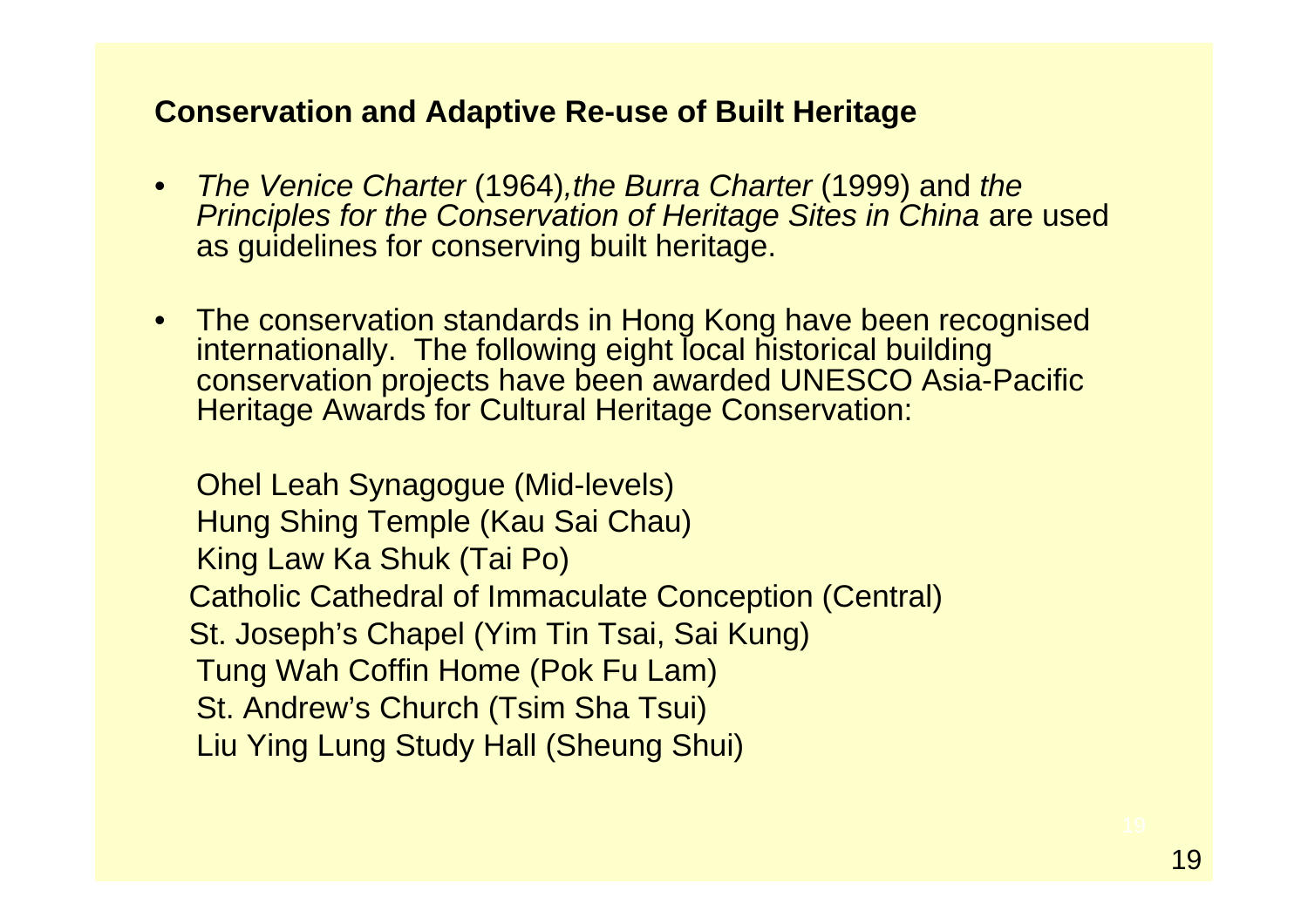## Conservation and Adaptive Re-use of Built Heritage

- *The Venice Charter* (1964),*the Burra Charter* (1999) and *the Principles for the Conservation of Heritage Sites in China* are used as guidelines for conserving built heritage.

- The conservation standards in Hong Kong have been recognised internationally. The following eight local historical building conservation projects have been awarded UNESCO Asia-Pacific Heritage Awards for Cultural Heritage Conservation:

  Ohel Leah Synagogue (Mid-levels)
  Hung Shing Temple (Kau Sai Chau)
  King Law Ka Shuk (Tai Po)
  Catholic Cathedral of Immaculate Conception (Central)
  St. Joseph's Chapel (Yim Tin Tsai, Sai Kung)
  Tung Wah Coffin Home (Pok Fu Lam)
  St. Andrew's Church (Tsim Sha Tsui)
  Liu Ying Lung Study Hall (Sheung Shui)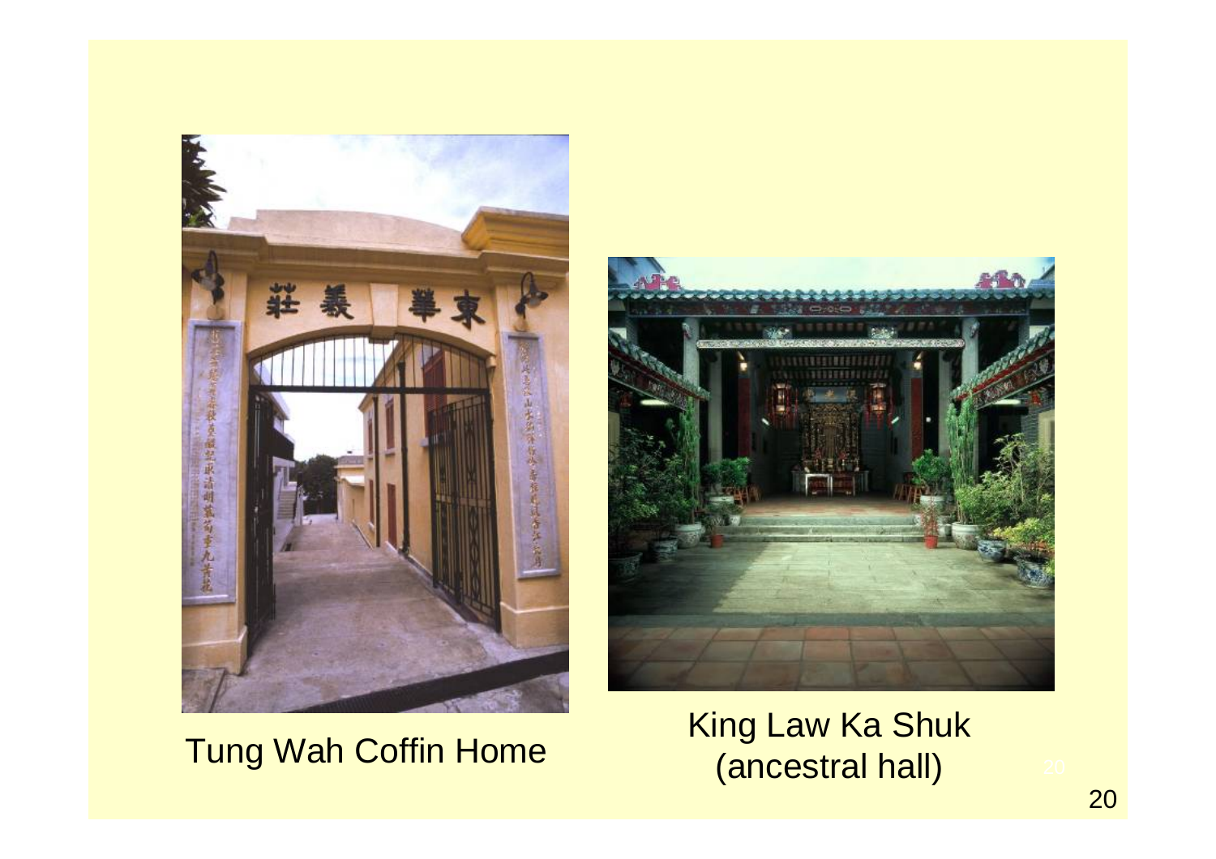Tung Wah Coffin Home

King Law Ka Shuk
(ancestral hall)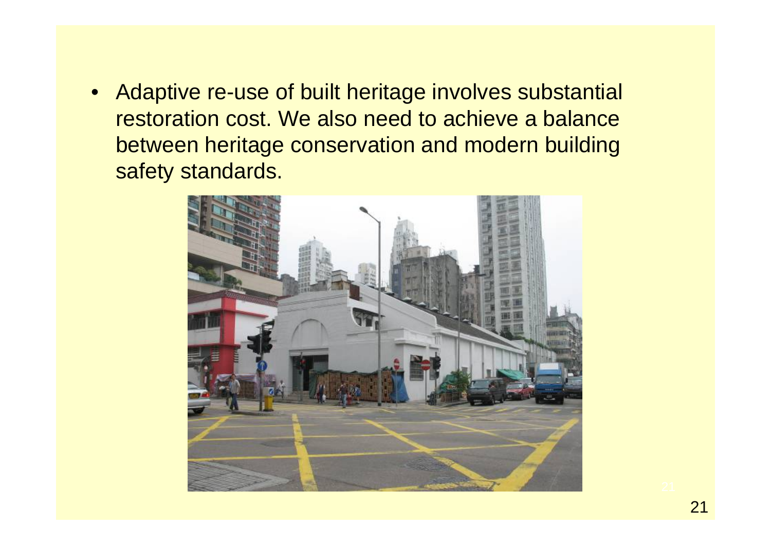- Adaptive re-use of built heritage involves substantial restoration cost. We also need to achieve a balance between heritage conservation and modern building safety standards.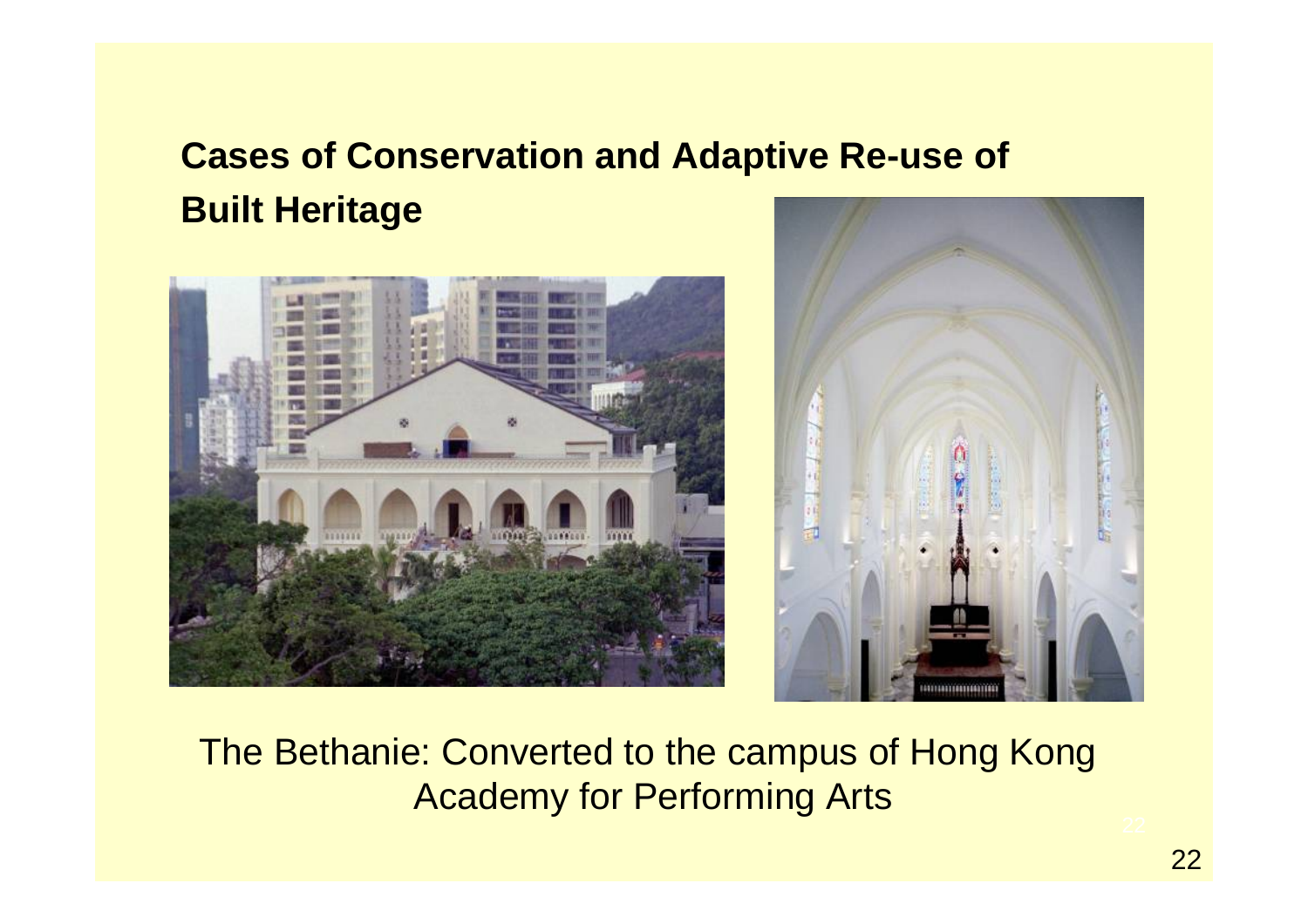## Cases of Conservation and Adaptive Re-use of Built Heritage

The Bethanie: Converted to the campus of Hong Kong Academy for Performing Arts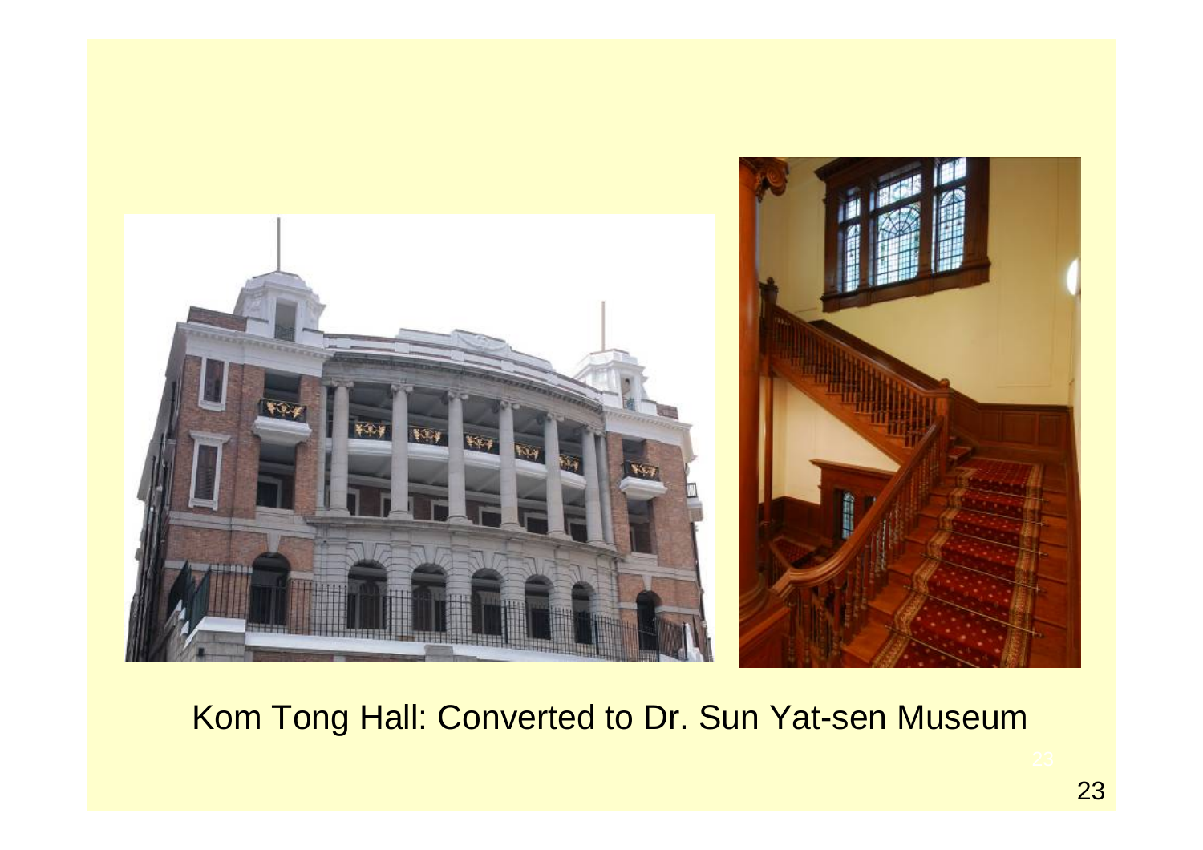Kom Tong Hall: Converted to Dr. Sun Yat-sen Museum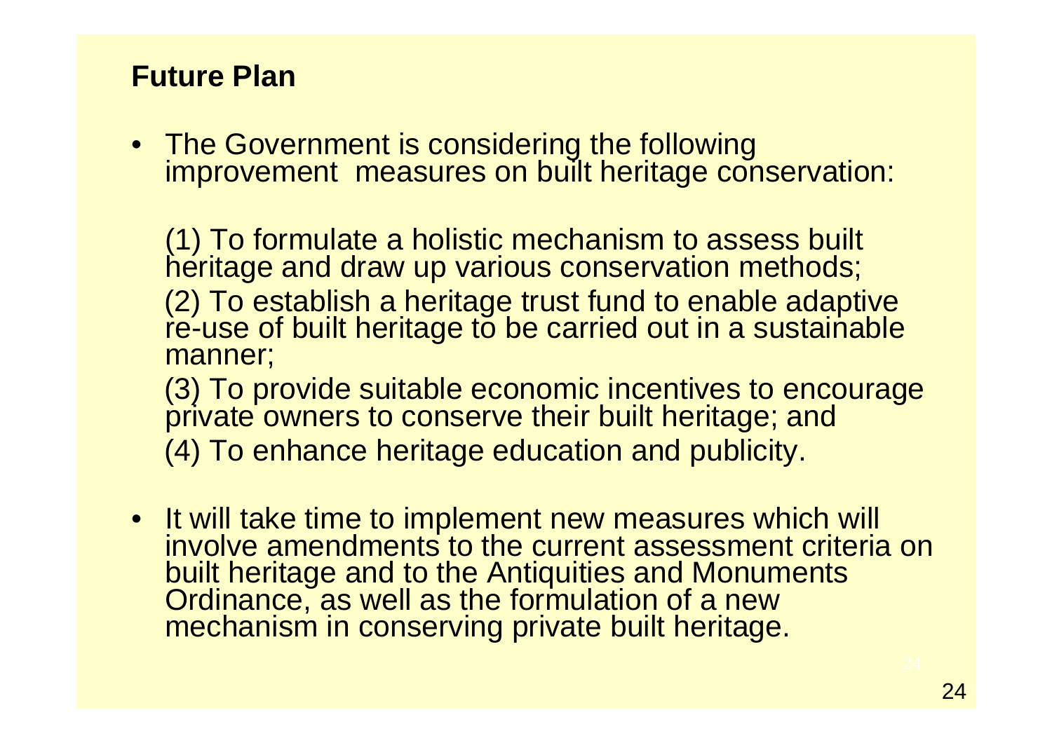## Future Plan

- The Government is considering the following improvement measures on built heritage conservation:

  (1) To formulate a holistic mechanism to assess built heritage and draw up various conservation methods;

  (2) To establish a heritage trust fund to enable adaptive re-use of built heritage to be carried out in a sustainable manner;

  (3) To provide suitable economic incentives to encourage private owners to conserve their built heritage; and

  (4) To enhance heritage education and publicity.

- It will take time to implement new measures which will involve amendments to the current assessment criteria on built heritage and to the Antiquities and Monuments Ordinance, as well as the formulation of a new mechanism in conserving private built heritage.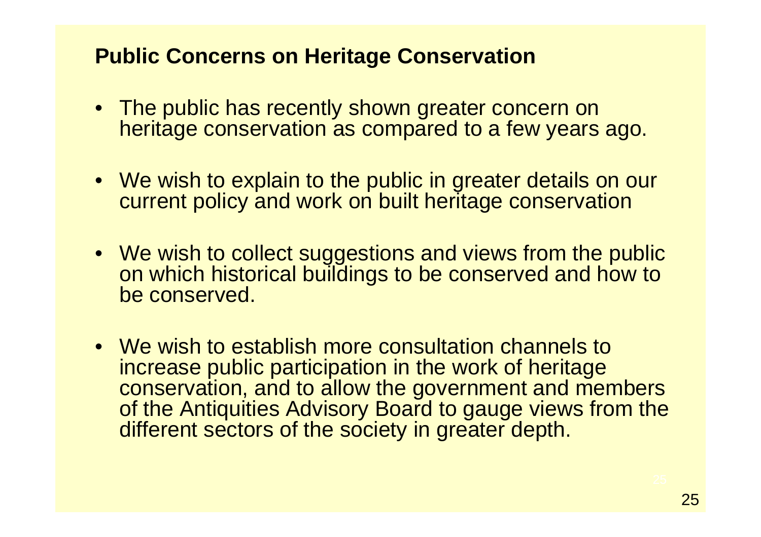## Public Concerns on Heritage Conservation

- The public has recently shown greater concern on heritage conservation as compared to a few years ago.
- We wish to explain to the public in greater details on our current policy and work on built heritage conservation
- We wish to collect suggestions and views from the public on which historical buildings to be conserved and how to be conserved.
- We wish to establish more consultation channels to increase public participation in the work of heritage conservation, and to allow the government and members of the Antiquities Advisory Board to gauge views from the different sectors of the society in greater depth.